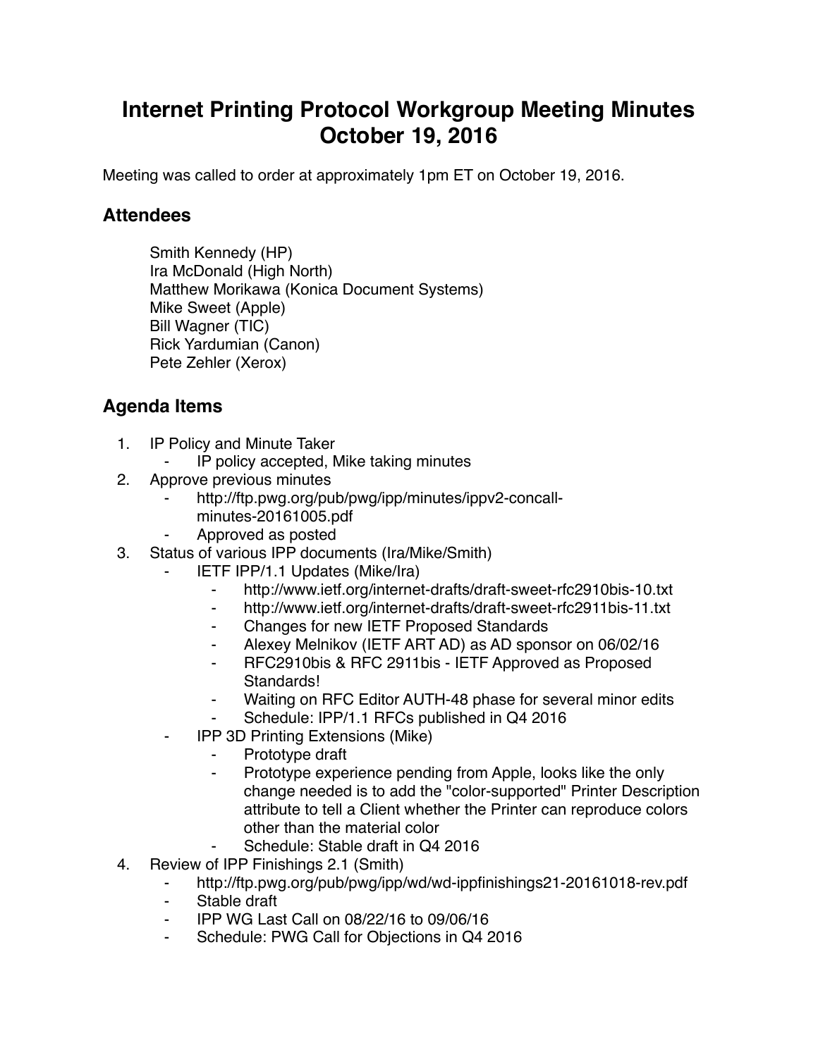# Internet Printing Protocol Workgroup Meeting Minutes October 19, 2016

Meeting was called to order at approximately 1pm ET on October 19, 2016.

## Attendees

Smith Kennedy (HP)
Ira McDonald (High North)
Matthew Morikawa (Konica Document Systems)
Mike Sweet (Apple)
Bill Wagner (TIC)
Rick Yardumian (Canon)
Pete Zehler (Xerox)

## Agenda Items

1. IP Policy and Minute Taker
    - IP policy accepted, Mike taking minutes
2. Approve previous minutes
    - http://ftp.pwg.org/pub/pwg/ipp/minutes/ippv2-concall-minutes-20161005.pdf
    - Approved as posted
3. Status of various IPP documents (Ira/Mike/Smith)
    - IETF IPP/1.1 Updates (Mike/Ira)
        - http://www.ietf.org/internet-drafts/draft-sweet-rfc2910bis-10.txt
        - http://www.ietf.org/internet-drafts/draft-sweet-rfc2911bis-11.txt
        - Changes for new IETF Proposed Standards
        - Alexey Melnikov (IETF ART AD) as AD sponsor on 06/02/16
        - RFC2910bis & RFC 2911bis - IETF Approved as Proposed Standards!
        - Waiting on RFC Editor AUTH-48 phase for several minor edits
        - Schedule: IPP/1.1 RFCs published in Q4 2016
    - IPP 3D Printing Extensions (Mike)
        - Prototype draft
        - Prototype experience pending from Apple, looks like the only change needed is to add the "color-supported" Printer Description attribute to tell a Client whether the Printer can reproduce colors other than the material color
        - Schedule: Stable draft in Q4 2016
4. Review of IPP Finishings 2.1 (Smith)
    - http://ftp.pwg.org/pub/pwg/ipp/wd/wd-ippfinishings21-20161018-rev.pdf
    - Stable draft
    - IPP WG Last Call on 08/22/16 to 09/06/16
    - Schedule: PWG Call for Objections in Q4 2016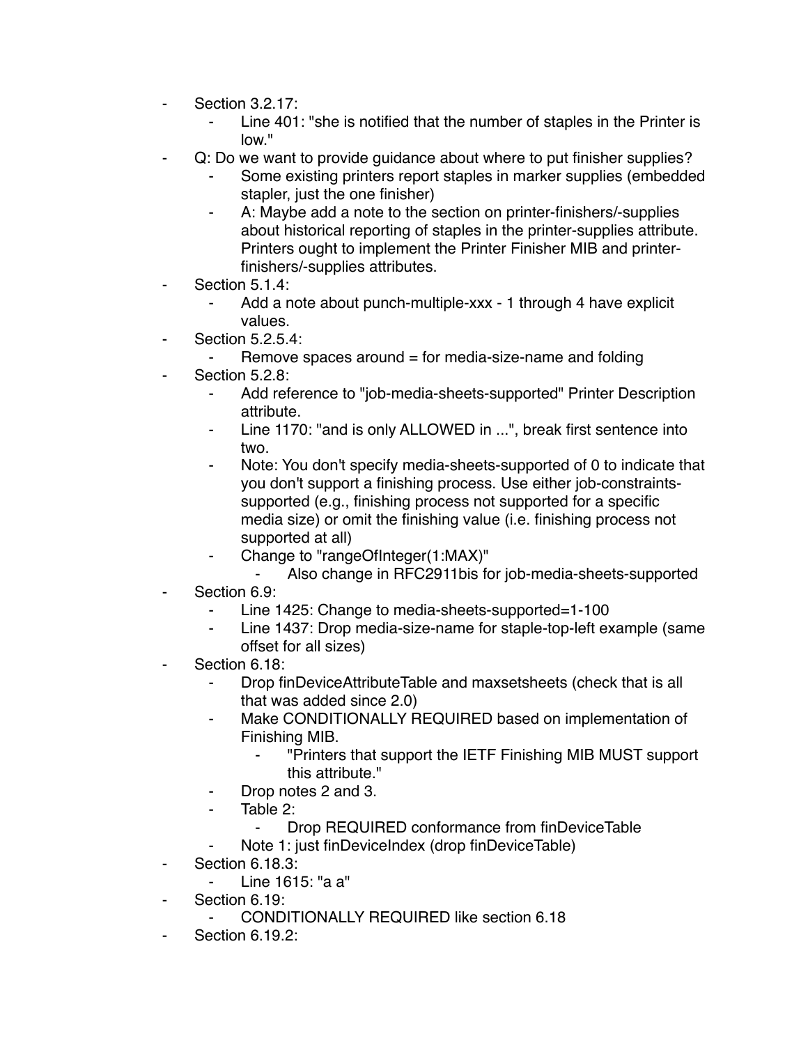- Section 3.2.17:
    - Line 401: "she is notified that the number of staples in the Printer is low."
- Q: Do we want to provide guidance about where to put finisher supplies?
    - Some existing printers report staples in marker supplies (embedded stapler, just the one finisher)
    - A: Maybe add a note to the section on printer-finishers/-supplies about historical reporting of staples in the printer-supplies attribute. Printers ought to implement the Printer Finisher MIB and printer-finishers/-supplies attributes.
- Section 5.1.4:
    - Add a note about punch-multiple-xxx - 1 through 4 have explicit values.
- Section 5.2.5.4:
    - Remove spaces around = for media-size-name and folding
- Section 5.2.8:
    - Add reference to "job-media-sheets-supported" Printer Description attribute.
    - Line 1170: "and is only ALLOWED in ...", break first sentence into two.
    - Note: You don't specify media-sheets-supported of 0 to indicate that you don't support a finishing process. Use either job-constraints-supported (e.g., finishing process not supported for a specific media size) or omit the finishing value (i.e. finishing process not supported at all)
    - Change to "rangeOfInteger(1:MAX)"
        - Also change in RFC2911bis for job-media-sheets-supported
- Section 6.9:
    - Line 1425: Change to media-sheets-supported=1-100
    - Line 1437: Drop media-size-name for staple-top-left example (same offset for all sizes)
- Section 6.18:
    - Drop finDeviceAttributeTable and maxsetsheets (check that is all that was added since 2.0)
    - Make CONDITIONALLY REQUIRED based on implementation of Finishing MIB.
        - "Printers that support the IETF Finishing MIB MUST support this attribute."
    - Drop notes 2 and 3.
    - Table 2:
        - Drop REQUIRED conformance from finDeviceTable
    - Note 1: just finDeviceIndex (drop finDeviceTable)
- Section 6.18.3:
    - Line 1615: "a a"
- Section 6.19:
    - CONDITIONALLY REQUIRED like section 6.18
- Section 6.19.2: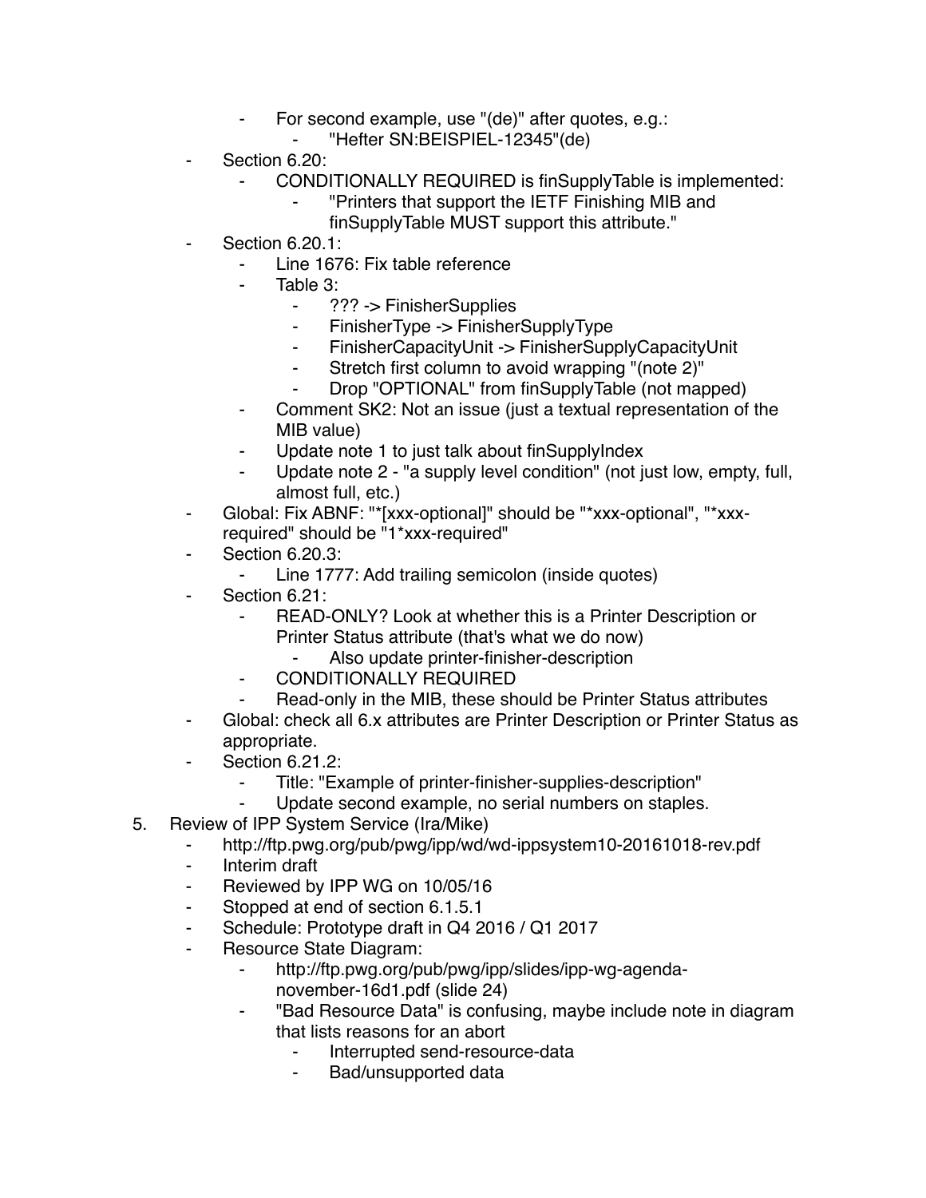- For second example, use "(de)" after quotes, e.g.:
                - "Hefter SN:BEISPIEL-12345"(de)
    - Section 6.20:
        - CONDITIONALLY REQUIRED is finSupplyTable is implemented:
            - "Printers that support the IETF Finishing MIB and finSupplyTable MUST support this attribute."
    - Section 6.20.1:
        - Line 1676: Fix table reference
        - Table 3:
            - ??? -> FinisherSupplies
            - FinisherType -> FinisherSupplyType
            - FinisherCapacityUnit -> FinisherSupplyCapacityUnit
            - Stretch first column to avoid wrapping "(note 2)"
            - Drop "OPTIONAL" from finSupplyTable (not mapped)
        - Comment SK2: Not an issue (just a textual representation of the MIB value)
        - Update note 1 to just talk about finSupplyIndex
        - Update note 2 - "a supply level condition" (not just low, empty, full, almost full, etc.)
    - Global: Fix ABNF: "*[xxx-optional]" should be "*xxx-optional", "*xxx-required" should be "1*xxx-required"
    - Section 6.20.3:
        - Line 1777: Add trailing semicolon (inside quotes)
    - Section 6.21:
        - READ-ONLY? Look at whether this is a Printer Description or Printer Status attribute (that's what we do now)
            - Also update printer-finisher-description
        - CONDITIONALLY REQUIRED
        - Read-only in the MIB, these should be Printer Status attributes
    - Global: check all 6.x attributes are Printer Description or Printer Status as appropriate.
    - Section 6.21.2:
        - Title: "Example of printer-finisher-supplies-description"
        - Update second example, no serial numbers on staples.
5. Review of IPP System Service (Ira/Mike)
    - http://ftp.pwg.org/pub/pwg/ipp/wd/wd-ippsystem10-20161018-rev.pdf
    - Interim draft
    - Reviewed by IPP WG on 10/05/16
    - Stopped at end of section 6.1.5.1
    - Schedule: Prototype draft in Q4 2016 / Q1 2017
    - Resource State Diagram:
        - http://ftp.pwg.org/pub/pwg/ipp/slides/ipp-wg-agenda-november-16d1.pdf (slide 24)
        - "Bad Resource Data" is confusing, maybe include note in diagram that lists reasons for an abort
            - Interrupted send-resource-data
            - Bad/unsupported data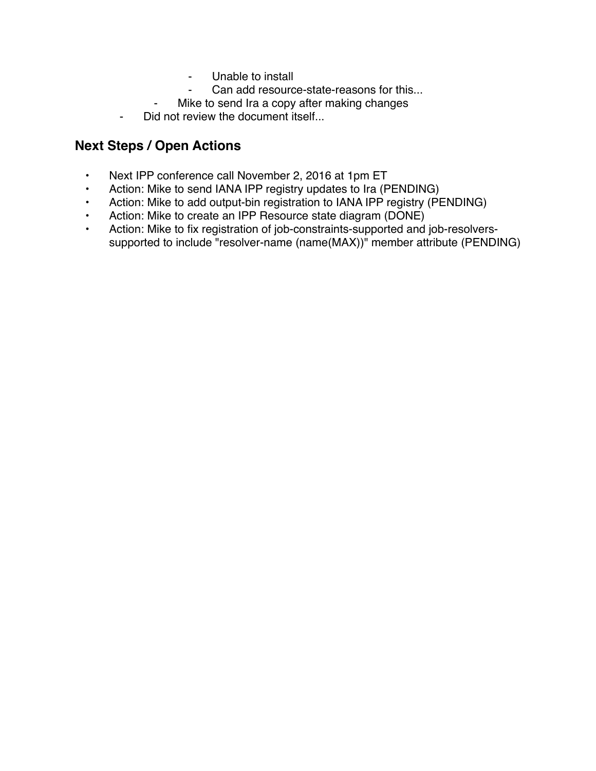- Unable to install
            - Can add resource-state-reasons for this...
        - Mike to send Ira a copy after making changes
    - Did not review the document itself...

## Next Steps / Open Actions

- Next IPP conference call November 2, 2016 at 1pm ET
- Action: Mike to send IANA IPP registry updates to Ira (PENDING)
- Action: Mike to add output-bin registration to IANA IPP registry (PENDING)
- Action: Mike to create an IPP Resource state diagram (DONE)
- Action: Mike to fix registration of job-constraints-supported and job-resolvers-supported to include "resolver-name (name(MAX))" member attribute (PENDING)